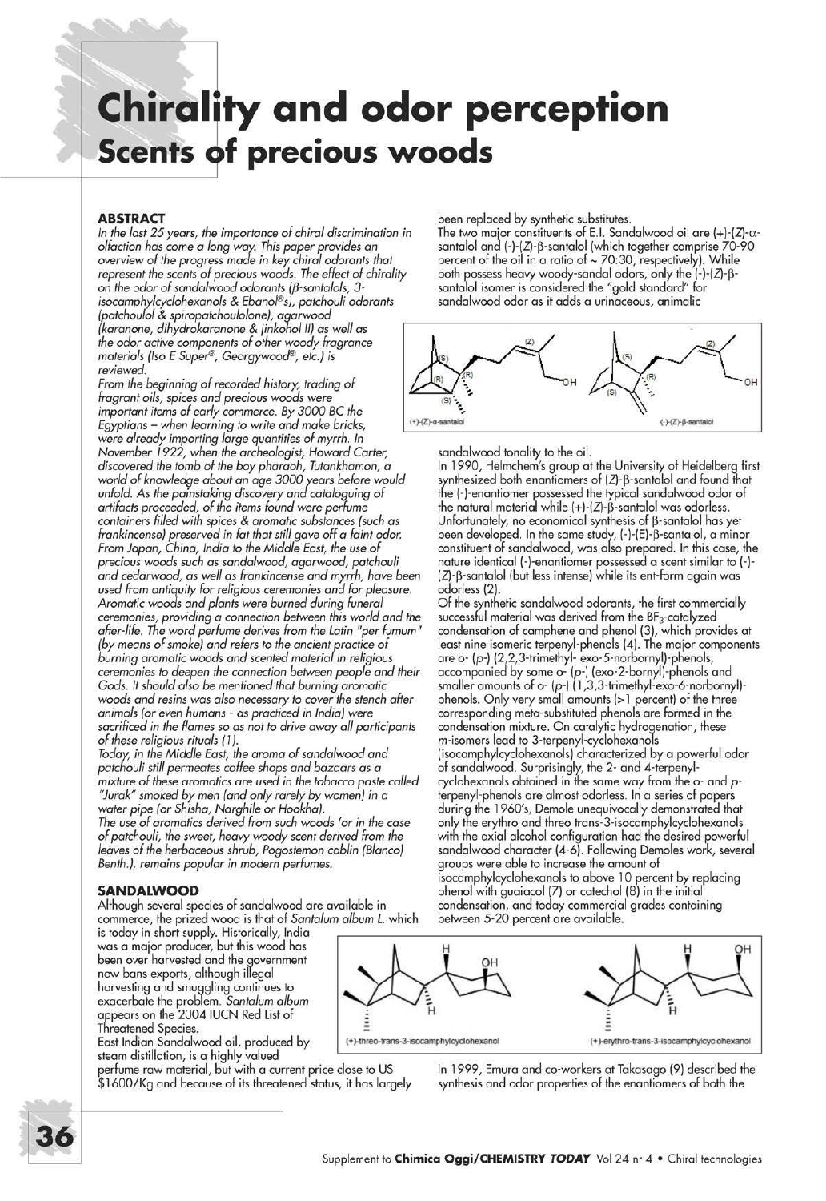# Chirality and odor perception

## Scents of precious woods

### ABSTRACT

*In the last 25 years, the importance of chiral discrimination in olfaction has come a long way. This paper provides an overview of the progress made in key chiral odorants that represent the scents of precious woods. The effect of chirality on the odor of sandalwood odorants (β-santalols, 3-isocamphylcyclohexanols & Ebanol®s), patchouli odorants (patchoulol & spiropatchoulolone), agarwood (karanone, dihydrokaranone & jinkohol II) as well as the odor active components of other woody fragrance materials (Iso E Super®, Georgywood®, etc.) is reviewed.*

*From the beginning of recorded history, trading of fragrant oils, spices and precious woods were important items of early commerce. By 3000 BC the Egyptians – when learning to write and make bricks, were already importing large quantities of myrrh. In November 1922, when the archeologist, Howard Carter, discovered the tomb of the boy pharaoh, Tutankhamon, a world of knowledge about an age 3000 years before would unfold. As the painstaking discovery and cataloguing of artifacts proceeded, of the items found were perfume containers filled with spices & aromatic substances (such as frankincense) preserved in fat that still gave off a faint odor. From Japan, China, India to the Middle East, the use of precious woods such as sandalwood, agarwood, patchouli and cedarwood, as well as frankincense and myrrh, have been used from antiquity for religious ceremonies and for pleasure. Aromatic woods and plants were burned during funeral ceremonies, providing a connection between this world and the after-life. The word perfume derives from the Latin "per fumum" (by means of smoke) and refers to the ancient practice of burning aromatic woods and scented material in religious ceremonies to deepen the connection between people and their Gods. It should also be mentioned that burning aromatic woods and resins was also necessary to cover the stench after animals (or even humans - as practiced in India) were sacrificed in the flames so as not to drive away all participants of these religious rituals (1).*

*Today, in the Middle East, the aroma of sandalwood and patchouli still permeates coffee shops and bazaars as a mixture of these aromatics are used in the tobacco paste called "Jurak" smoked by men (and only rarely by women) in a water-pipe (or Shisha, Narghile or Hookha).*

*The use of aromatics derived from such woods (or in the case of patchouli, the sweet, heavy woody scent derived from the leaves of the herbaceous shrub, Pogostemon cablin (Blanco) Benth.), remains popular in modern perfumes.*

### SANDALWOOD

Although several species of sandalwood are available in commerce, the prized wood is that of *Santalum album L.* which is today in short supply. Historically, India was a major producer, but this wood has been over harvested and the government now bans exports, although illegal harvesting and smuggling continues to exacerbate the problem. *Santalum album* appears on the 2004 IUCN Red List of Threatened Species.

East Indian Sandalwood oil, produced by steam distillation, is a highly valued perfume raw material, but with a current price close to US \$1600/Kg and because of its threatened status, it has largely been replaced by synthetic substitutes.

The two major constituents of E.I. Sandalwood oil are (+)-(*Z*)-α-santalol and (-)-(*Z*)-β-santalol (which together comprise 70-90 percent of the oil in a ratio of ~ 70:30, respectively). While both possess heavy woody-sandal odors, only the (-)-(*Z*)-β-santalol isomer is considered the "gold standard" for sandalwood odor as it adds a urinaceous, animalic sandalwood tonality to the oil.

(+)-(Z)-α-santalol (-)-(Z)-β-santalol

In 1990, Helmchem's group at the University of Heidelberg first synthesized both enantiomers of (*Z*)-β-santalol and found that the (-)-enantiomer possessed the typical sandalwood odor of the natural material while (+)-(*Z*)-β-santalol was odorless. Unfortunately, no economical synthesis of β-santalol has yet been developed. In the same study, (-)-(E)-β-santalol, a minor constituent of sandalwood, was also prepared. In this case, the nature identical (-)-enantiomer possessed a scent similar to (-)-(*Z*)-β-santalol (but less intense) while its ent-form again was odorless (2).

Of the synthetic sandalwood odorants, the first commercially successful material was derived from the $BF_3$-catalyzed condensation of camphene and phenol (3), which provides at least nine isomeric terpenyl-phenols (4). The major components are o- (p-) (2,2,3-trimethyl- exo-5-norbornyl)-phenols, accompanied by some o- (p-) (exo-2-bornyl)-phenols and smaller amounts of o- (p-) (1,3,3-trimethyl-exo-6-norbornyl)-phenols. Only very small amounts (>1 percent) of the three corresponding meta-substituted phenols are formed in the condensation mixture. On catalytic hydrogenation, these *m*-isomers lead to 3-terpenyl-cyclohexanols (isocamphylcyclohexanols) characterized by a powerful odor of sandalwood. Surprisingly, the 2- and 4-terpenyl-cyclohexanols obtained in the same way from the o- and p-terpenyl-phenols are almost odorless. In a series of papers during the 1960's, Demole unequivocally demonstrated that only the erythro and threo trans-3-isocamphylcyclohexanols with the axial alcohol configuration had the desired powerful sandalwood character (4-6). Following Demoles work, several groups were able to increase the amount of isocamphylcyclohexanols to above 10 percent by replacing phenol with guaiacol (7) or catechol (8) in the initial condensation, and today commercial grades containing between 5-20 percent are available.

(+)-threo-trans-3-isocamphylcyclohexanol (+)-erythro-trans-3-isocamphylcyclohexanol

In 1999, Emura and co-workers at Takasago (9) described the synthesis and odor properties of the enantiomers of both the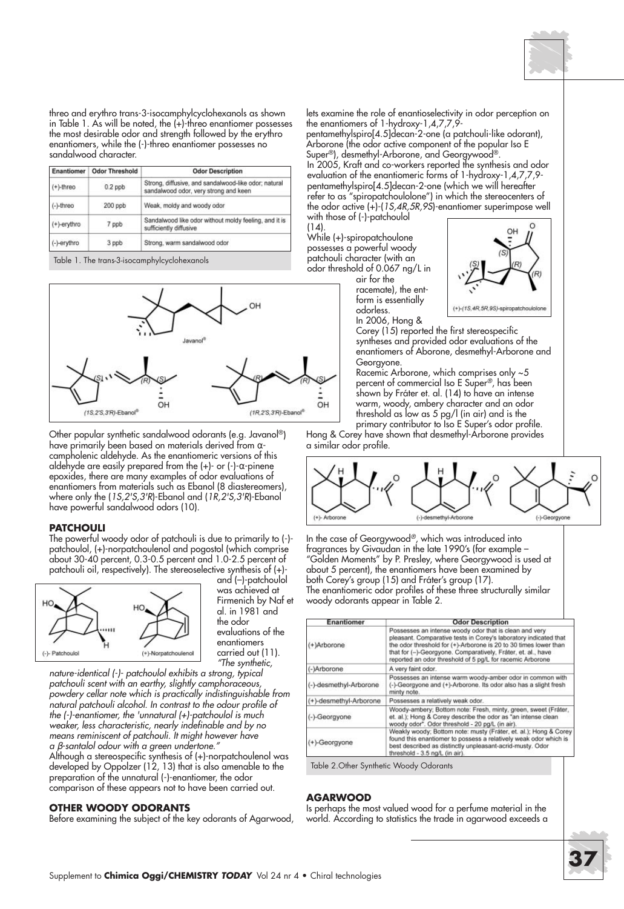threo and erythro trans-3-isocamphylcyclohexanols as shown in Table 1. As will be noted, the (+)-threo enantiomer possesses the most desirable odor and strength followed by the erythro enantiomers, while the (-)-threo enantiomer possesses no sandalwood character.

| Enantiomer | Odor Threshold | Odor Description |
|---|---|---|
| (+)-threo | 0.2 ppb | Strong, diffusive, and sandalwood-like odor; natural sandalwood odor, very strong and keen |
| (-)-threo | 200 ppb | Weak, moldy and woody odor |
| (+)-erythro | 7 ppb | Sandalwood like odor without moldy feeling, and it is sufficiently diffusive |
| (-)-erythro | 3 ppb | Strong, warm sandalwood odor |

Table 1. The trans-3-isocamphylcyclohexanols

Javanol®

(1S,2'S,3'R)-Ebanol®

(1R,2'S,3'R)-Ebanol®

Other popular synthetic sandalwood odorants (e.g. Javanol®) have primarily been based on materials derived from α-campholenic aldehyde. As the enantiomeric versions of this aldehyde are easily prepared from the (+)- or (-)-α-pinene epoxides, there are many examples of odor evaluations of enantiomers from materials such as Ebanol (8 diastereomers), where only the (*1S,2'S,3'R*)-Ebanol and (*1R,2'S,3'R*)-Ebanol have powerful sandalwood odors (10).

## PATCHOULI

The powerful woody odor of patchouli is due to primarily to (-)-patchoulol, (+)-norpatchoulenol and pogostol (which comprise about 30-40 percent, 0.3-0.5 percent and 1.0-2.5 percent of patchouli oil, respectively). The stereoselective synthesis of (+)- and (–)-patchoulol was achieved at Firmenich by Naf et al. in 1981 and the odor evaluations of the enantiomers carried out (11). *"The synthetic, nature-identical (-)- patchoulol exhibits a strong, typical patchouli scent with an earthy, slightly camphoraceous, powdery cellar note which is practically indistinguishable from natural patchouli alcohol. In contrast to the odour profile of the (-)-enantiomer, the 'unnatural (+)-patchoulol is much weaker, less characteristic, nearly indefinable and by no means reminiscent of patchouli. It might however have a β-santalol odour with a green undertone."*

(-)- Patchoulol

(+)-Norpatchoulenol

Although a stereospecific synthesis of (+)-norpatchoulenol was developed by Oppolzer (12, 13) that is also amenable to the preparation of the unnatural (-)-enantiomer, the odor comparison of these appears not to have been carried out.

## OTHER WOODY ODORANTS

Before examining the subject of the key odorants of Agarwood, lets examine the role of enantioselectivity in odor perception on the enantiomers of 1-hydroxy-1,4,7,7,9-pentamethylspiro[4.5]decan-2-one (a patchouli-like odorant), Arborone (the odor active component of the popular Iso E Super®), desmethyl-Arborone, and Georgywood®.

In 2005, Kraft and co-workers reported the synthesis and odor evaluation of the enantiomeric forms of 1-hydroxy-1,4,7,7,9-pentamethylspiro[4.5]decan-2-one (which we will hereafter refer to as "spiropatchoulolone") in which the stereocenters of the odor active (+)-(*1S,4R,5R,9S*)-enantiomer superimpose well with those of (-)-patchoulol (14).

While (+)-spiropatchoulone possesses a powerful woody patchouli character (with an odor threshold of 0.067 ng/L in air for the racemate), the ent-form is essentially odorless.

(+)-(1S,4R,5R,9S)-spiropatchoulolone

In 2006, Hong & Corey (15) reported the first stereospecific syntheses and provided odor evaluations of the enantiomers of Aborone, desmethyl-Arborone and Georgyone.

Racemic Arborone, which comprises only ~5 percent of commercial Iso E Super®, has been shown by Fráter et. al. (14) to have an intense warm, woody, ambery character and an odor threshold as low as 5 pg/l (in air) and is the primary contributor to Iso E Super's odor profile. Hong & Corey have shown that desmethyl-Arborone provides a similar odor profile.

(+)- Arborone

(-)-desmethyl-Arborone

(-)-Georgyone

In the case of Georgywood®, which was introduced into fragrances by Givaudan in the late 1990's (for example – "Golden Moments" by P. Presley, where Georgywood is used at about 5 percent), the enantiomers have been examined by both Corey's group (15) and Fráter's group (17).

The enantiomeric odor profiles of these three structurally similar woody odorants appear in Table 2.

| Enantiomer | Odor Description |
|---|---|
| (+)Arborone | Possesses an intense woody odor that is clean and very pleasant. Comparative tests in Corey's laboratory indicated that the odor threshold for (+)-Arborone is 20 to 30 times lower than that for (–)-Georgyone. Comparatively, Fráter, et. al., have reported an odor threshold of 5 pg/L for racemic Arborone |
| (-)Arborone | A very faint odor. |
| (-)-desmethyl-Arborone | Possesses an intense warm woody-amber odor in common with (-)-Georgyone and (+)-Arborone. Its odor also has a slight fresh minty note. |
| (+)-desmethyl-Arborone | Possesses a relatively weak odor. |
| (-)-Georgyone | Woody-ambery; Bottom note: Fresh, minty, green, sweet (Fráter, et. al.); Hong & Corey describe the odor as "an intense clean woody odor". Odor threshold - 20 pg/L (in air). |
| (+)-Georgyone | Weakly woody; Bottom note: musty (Fráter, et. al.); Hong & Corey found this enantiomer to possess a relatively weak odor which is best described as distinctly unpleasant-acrid-musty. Odor threshold - 3.5 ng/L (in air). |

Table 2.Other Synthetic Woody Odorants

## AGARWOOD

Is perhaps the most valued wood for a perfume material in the world. According to statistics the trade in agarwood exceeds a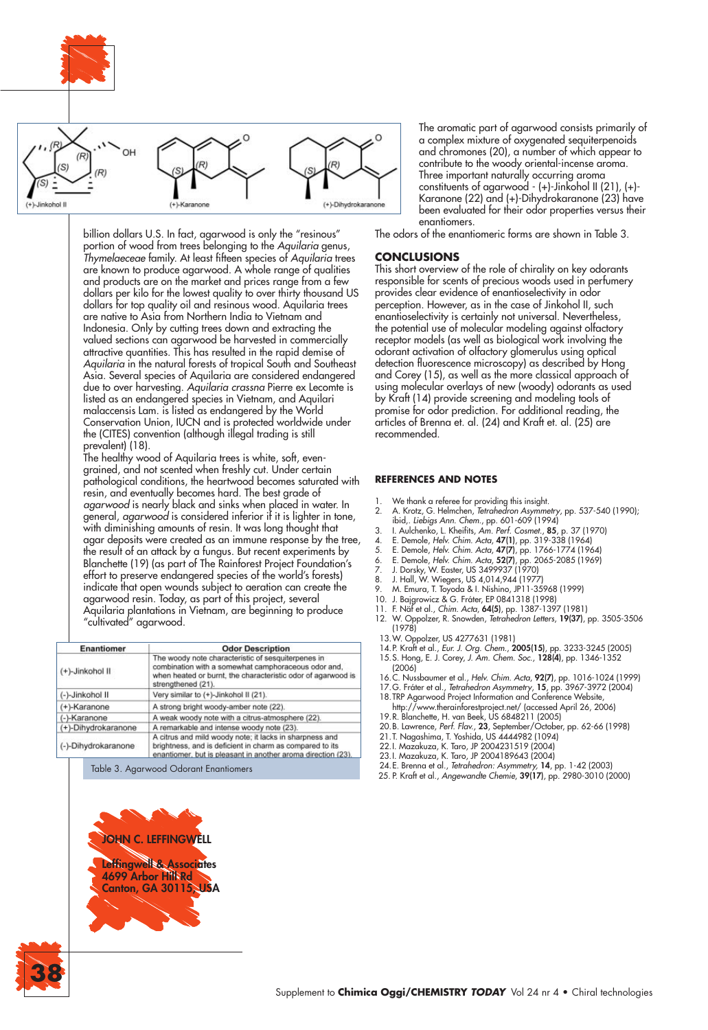(+)-Jinkohol II (+)-Karanone (+)-Dihydrokaranone

billion dollars U.S. In fact, agarwood is only the "resinous" portion of wood from trees belonging to the *Aquilaria* genus, *Thymelaeceae* family. At least fifteen species of *Aquilaria* trees are known to produce agarwood. A whole range of qualities and products are on the market and prices range from a few dollars per kilo for the lowest quality to over thirty thousand US dollars for top quality oil and resinous wood. Aquilaria trees are native to Asia from Northern India to Vietnam and Indonesia. Only by cutting trees down and extracting the valued sections can agarwood be harvested in commercially attractive quantities. This has resulted in the rapid demise of *Aquilaria* in the natural forests of tropical South and Southeast Asia. Several species of Aquilaria are considered endangered due to over harvesting. *Aquilaria crassna* Pierre ex Lecomte is listed as an endangered species in Vietnam, and Aquilari malaccensis Lam. is listed as endangered by the World Conservation Union, IUCN and is protected worldwide under the (CITES) convention (although illegal trading is still prevalent) (18).

The healthy wood of Aquilaria trees is white, soft, even-grained, and not scented when freshly cut. Under certain pathological conditions, the heartwood becomes saturated with resin, and eventually becomes hard. The best grade of *agarwood* is nearly black and sinks when placed in water. In general, *agarwood* is considered inferior if it is lighter in tone, with diminishing amounts of resin. It was long thought that agar deposits were created as an immune response by the tree, the result of an attack by a fungus. But recent experiments by Blanchette (19) (as part of The Rainforest Project Foundation's effort to preserve endangered species of the world's forests) indicate that open wounds subject to aeration can create the agarwood resin. Today, as part of this project, several Aquilaria plantations in Vietnam, are beginning to produce "cultivated" agarwood.

| Enantiomer | Odor Description |
|---|---|
| (+)-Jinkohol II | The woody note characteristic of sesquiterpenes in combination with a somewhat camphoraceous odor and, when heated or burnt, the characteristic odor of agarwood is strengthened (21). |
| (-)-Jinkohol II | Very similar to (+)-Jinkohol II (21). |
| (+)-Karanone | A strong bright woody-amber note (22). |
| (-)-Karanone | A weak woody note with a citrus-atmosphere (22). |
| (+)-Dihydrokaranone | A remarkable and intense woody note (23). |
| (-)-Dihydrokaranone | A citrus and mild woody note; it lacks in sharpness and brightness, and is deficient in charm as compared to its enantiomer, but is pleasant in another aroma direction (23). |

Table 3. Agarwood Odorant Enantiomers

The aromatic part of agarwood consists primarily of a complex mixture of oxygenated sequiterpenoids and chromones (20), a number of which appear to contribute to the woody oriental-incense aroma. Three important naturally occurring aroma constituents of agarwood - (+)-Jinkohol II (21), (+)-Karanone (22) and (+)-Dihydrokaranone (23) have been evaluated for their odor properties versus their enantiomers.

The odors of the enantiomeric forms are shown in Table 3.

## CONCLUSIONS

This short overview of the role of chirality on key odorants responsible for scents of precious woods used in perfumery provides clear evidence of enantioselectivity in odor perception. However, as in the case of Jinkohol II, such enantioselectivity is certainly not universal. Nevertheless, the potential use of molecular modeling against olfactory receptor models (as well as biological work involving the odorant activation of olfactory glomerulus using optical detection fluorescence microscopy) as described by Hong and Corey (15), as well as the more classical approach of using molecular overlays of new (woody) odorants as used by Kraft (14) provide screening and modeling tools of promise for odor prediction. For additional reading, the articles of Brenna et. al. (24) and Kraft et. al. (25) are recommended.

## REFERENCES AND NOTES

1. We thank a referee for providing this insight.
2. A. Krotz, G. Helmchen, *Tetrahedron Asymmetry*, pp. 537-540 (1990); ibid,. *Liebigs Ann. Chem.*, pp. 601-609 (1994)
3. I. Aulchenko, L. Kheifits, *Am. Perf. Cosmet.*, **85**, p. 37 (1970)
4. E. Demole, *Helv. Chim. Acta*, **47(1)**, pp. 319-338 (1964)
5. E. Demole, *Helv. Chim. Acta*, **47(7)**, pp. 1766-1774 (1964)
6. E. Demole, *Helv. Chim. Acta*, **52(7)**, pp. 2065-2085 (1969)
7. J. Dorsky, W. Easter, US 3499937 (1970)
8. J. Hall, W. Wiegers, US 4,014,944 (1977)
9. M. Emura, T. Toyoda & I. Nishino, JP11-35968 (1999)
10. J. Bajgrowicz & G. Fráter, EP 0841318 (1998)
11. F. Näf et al., *Chim. Acta*, **64(5)**, pp. 1387-1397 (1981)
12. W. Oppolzer, R. Snowden, *Tetrahedron Letters*, **19(37)**, pp. 3505-3506 (1978)
13. W. Oppolzer, US 4277631 (1981)
14. P. Kraft et al., *Eur. J. Org. Chem.*, **2005(15)**, pp. 3233-3245 (2005)
15. S. Hong, E. J. Corey, *J. Am. Chem. Soc.*, **128(4)**, pp. 1346-1352 (2006)
16. C. Nussbaumer et al., *Helv. Chim. Acta*, **92(7)**, pp. 1016-1024 (1999)
17. G. Fráter et al., *Tetrahedron Asymmetry*, **15**, pp. 3967-3972 (2004)
18. TRP Agarwood Project Information and Conference Website, http://www.therainforestproject.net/ (accessed April 26, 2006)
19. R. Blanchette, H. van Beek, US 6848211 (2005)
20. B. Lawrence, *Perf. Flav.*, **23**, September/October, pp. 62-66 (1998)
21. T. Nagashima, T. Yoshida, US 4444982 (1094)
22. I. Mazakuza, K. Taro, JP 2004231519 (2004)
23. I. Mazakuza, K. Taro, JP 2004189643 (2004)
24. E. Brenna et al., *Tetrahedron: Asymmetry*, **14**, pp. 1-42 (2003)
25. P. Kraft et al., *Angewandte Chemie*, **39(17)**, pp. 2980-3010 (2000)

**JOHN C. LEFFINGWELL**

**Leffingwell & Associates**
**4699 Arbor Hill Rd**
**Canton, GA 30115, USA**